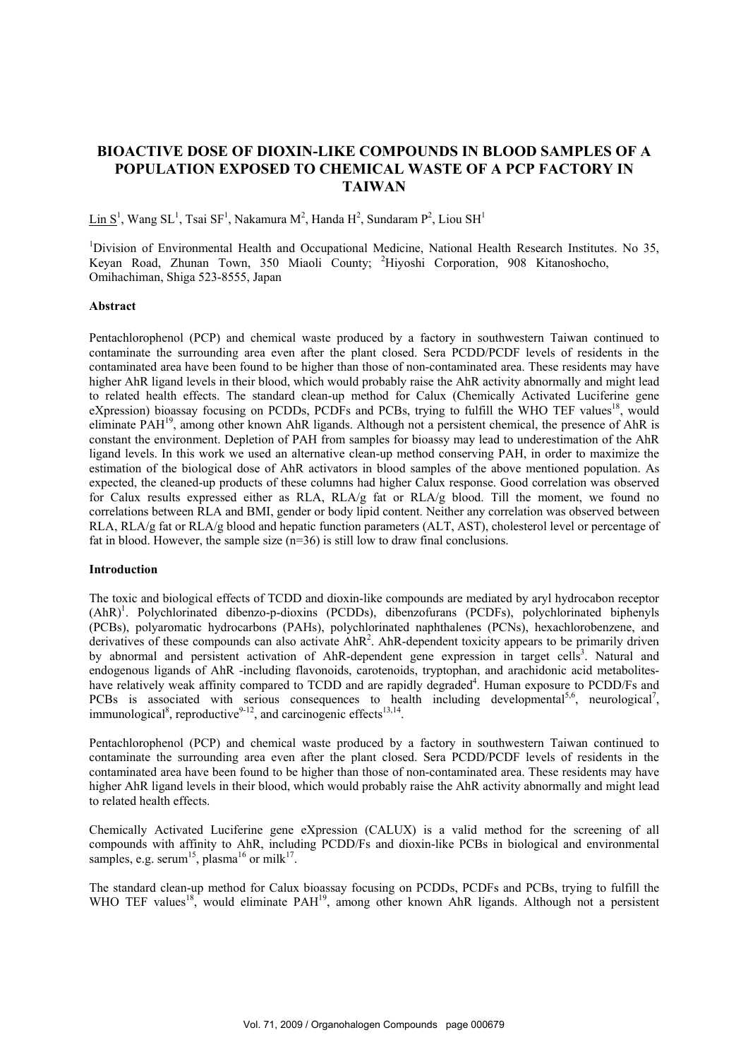# BIOACTIVE DOSE OF DIOXIN-LIKE COMPOUNDS IN BLOOD SAMPLES OF A POPULATION EXPOSED TO CHEMICAL WASTE OF A PCP FACTORY IN TAIWAN

Lin S[1], Wang SL[1], Tsai SF[1], Nakamura M[2], Handa H[2], Sundaram P[2], Liou SH[1]

[1]Division of Environmental Health and Occupational Medicine, National Health Research Institutes. No 35, Keyan Road, Zhunan Town, 350 Miaoli County; [2]Hiyoshi Corporation, 908 Kitanoshocho, Omihachiman, Shiga 523-8555, Japan

## Abstract

Pentachlorophenol (PCP) and chemical waste produced by a factory in southwestern Taiwan continued to contaminate the surrounding area even after the plant closed. Sera PCDD/PCDF levels of residents in the contaminated area have been found to be higher than those of non-contaminated area. These residents may have higher AhR ligand levels in their blood, which would probably raise the AhR activity abnormally and might lead to related health effects. The standard clean-up method for Calux (Chemically Activated Luciferine gene eXpression) bioassay focusing on PCDDs, PCDFs and PCBs, trying to fulfill the WHO TEF values[18], would eliminate PAH[19], among other known AhR ligands. Although not a persistent chemical, the presence of AhR is constant the environment. Depletion of PAH from samples for bioassy may lead to underestimation of the AhR ligand levels. In this work we used an alternative clean-up method conserving PAH, in order to maximize the estimation of the biological dose of AhR activators in blood samples of the above mentioned population. As expected, the cleaned-up products of these columns had higher Calux response. Good correlation was observed for Calux results expressed either as RLA, RLA/g fat or RLA/g blood. Till the moment, we found no correlations between RLA and BMI, gender or body lipid content. Neither any correlation was observed between RLA, RLA/g fat or RLA/g blood and hepatic function parameters (ALT, AST), cholesterol level or percentage of fat in blood. However, the sample size (n=36) is still low to draw final conclusions.

## Introduction

The toxic and biological effects of TCDD and dioxin-like compounds are mediated by aryl hydrocabon receptor (AhR)[1]. Polychlorinated dibenzo-p-dioxins (PCDDs), dibenzofurans (PCDFs), polychlorinated biphenyls (PCBs), polyaromatic hydrocarbons (PAHs), polychlorinated naphthalenes (PCNs), hexachlorobenzene, and derivatives of these compounds can also activate AhR[2]. AhR-dependent toxicity appears to be primarily driven by abnormal and persistent activation of AhR-dependent gene expression in target cells[3]. Natural and endogenous ligands of AhR -including flavonoids, carotenoids, tryptophan, and arachidonic acid metabolites- have relatively weak affinity compared to TCDD and are rapidly degraded[4]. Human exposure to PCDD/Fs and PCBs is associated with serious consequences to health including developmental[5,6], neurological[7], immunological[8], reproductive[9-12], and carcinogenic effects[13,14].

Pentachlorophenol (PCP) and chemical waste produced by a factory in southwestern Taiwan continued to contaminate the surrounding area even after the plant closed. Sera PCDD/PCDF levels of residents in the contaminated area have been found to be higher than those of non-contaminated area. These residents may have higher AhR ligand levels in their blood, which would probably raise the AhR activity abnormally and might lead to related health effects.

Chemically Activated Luciferine gene eXpression (CALUX) is a valid method for the screening of all compounds with affinity to AhR, including PCDD/Fs and dioxin-like PCBs in biological and environmental samples, e.g. serum[15], plasma[16] or milk[17].

The standard clean-up method for Calux bioassay focusing on PCDDs, PCDFs and PCBs, trying to fulfill the WHO TEF values[18], would eliminate PAH[19], among other known AhR ligands. Although not a persistent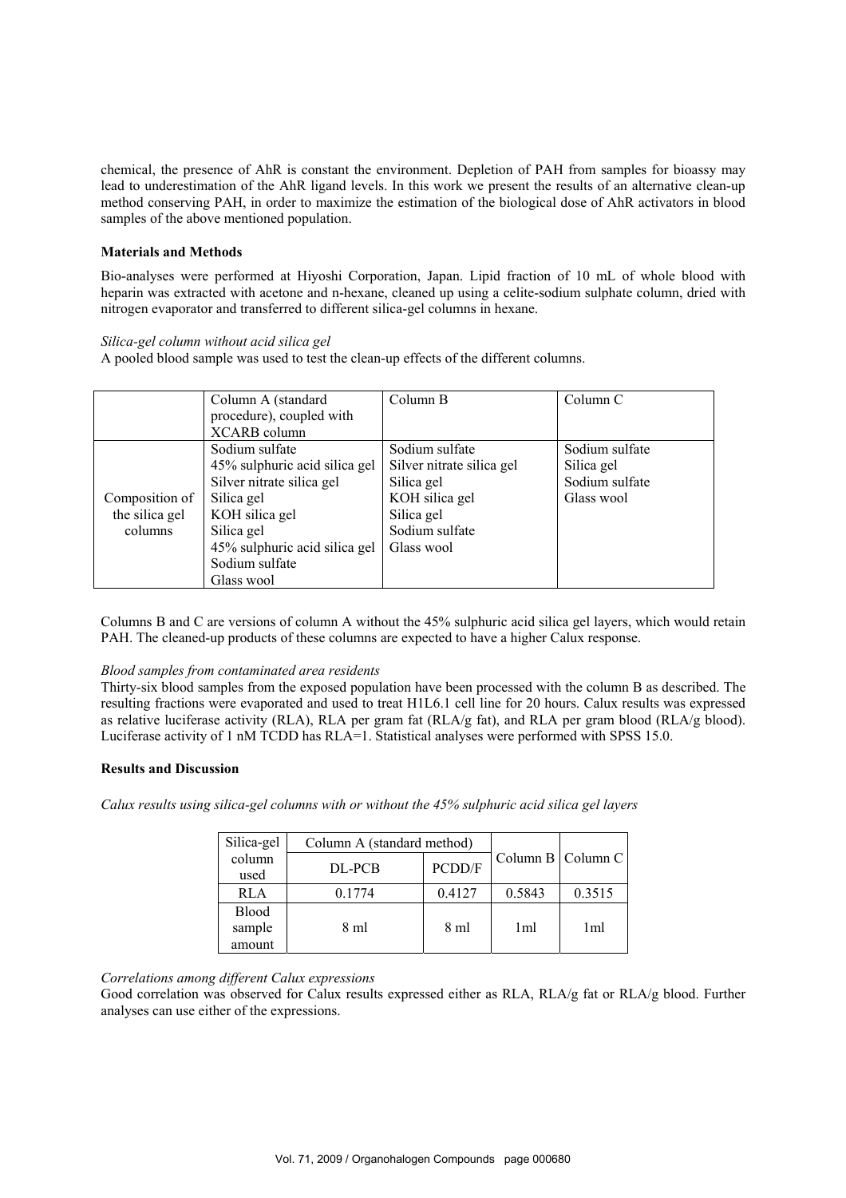chemical, the presence of AhR is constant the environment. Depletion of PAH from samples for bioassy may lead to underestimation of the AhR ligand levels. In this work we present the results of an alternative clean-up method conserving PAH, in order to maximize the estimation of the biological dose of AhR activators in blood samples of the above mentioned population.

**Materials and Methods**

Bio-analyses were performed at Hiyoshi Corporation, Japan. Lipid fraction of 10 mL of whole blood with heparin was extracted with acetone and n-hexane, cleaned up using a celite-sodium sulphate column, dried with nitrogen evaporator and transferred to different silica-gel columns in hexane.

*Silica-gel column without acid silica gel*

A pooled blood sample was used to test the clean-up effects of the different columns.

| | Column A (standard procedure), coupled with XCARB column | Column B | Column C |
|---|---|---|---|
| Composition of the silica gel columns | Sodium sulfate<br>45% sulphuric acid silica gel<br>Silver nitrate silica gel<br>Silica gel<br>KOH silica gel<br>Silica gel<br>45% sulphuric acid silica gel<br>Sodium sulfate<br>Glass wool | Sodium sulfate<br>Silver nitrate silica gel<br>Silica gel<br>KOH silica gel<br>Silica gel<br>Sodium sulfate<br>Glass wool | Sodium sulfate<br>Silica gel<br>Sodium sulfate<br>Glass wool |

Columns B and C are versions of column A without the 45% sulphuric acid silica gel layers, which would retain PAH. The cleaned-up products of these columns are expected to have a higher Calux response.

*Blood samples from contaminated area residents*

Thirty-six blood samples from the exposed population have been processed with the column B as described. The resulting fractions were evaporated and used to treat H1L6.1 cell line for 20 hours. Calux results was expressed as relative luciferase activity (RLA), RLA per gram fat (RLA/g fat), and RLA per gram blood (RLA/g blood). Luciferase activity of 1 nM TCDD has RLA=1. Statistical analyses were performed with SPSS 15.0.

**Results and Discussion**

*Calux results using silica-gel columns with or without the 45% sulphuric acid silica gel layers*

| Silica-gel column used | Column A (standard method) | | Column B | Column C |
|---|---|---|---|---|
| | DL-PCB | PCDD/F | | |
| RLA | 0.1774 | 0.4127 | 0.5843 | 0.3515 |
| Blood sample amount | 8 ml | 8 ml | 1ml | 1ml |

*Correlations among different Calux expressions*

Good correlation was observed for Calux results expressed either as RLA, RLA/g fat or RLA/g blood. Further analyses can use either of the expressions.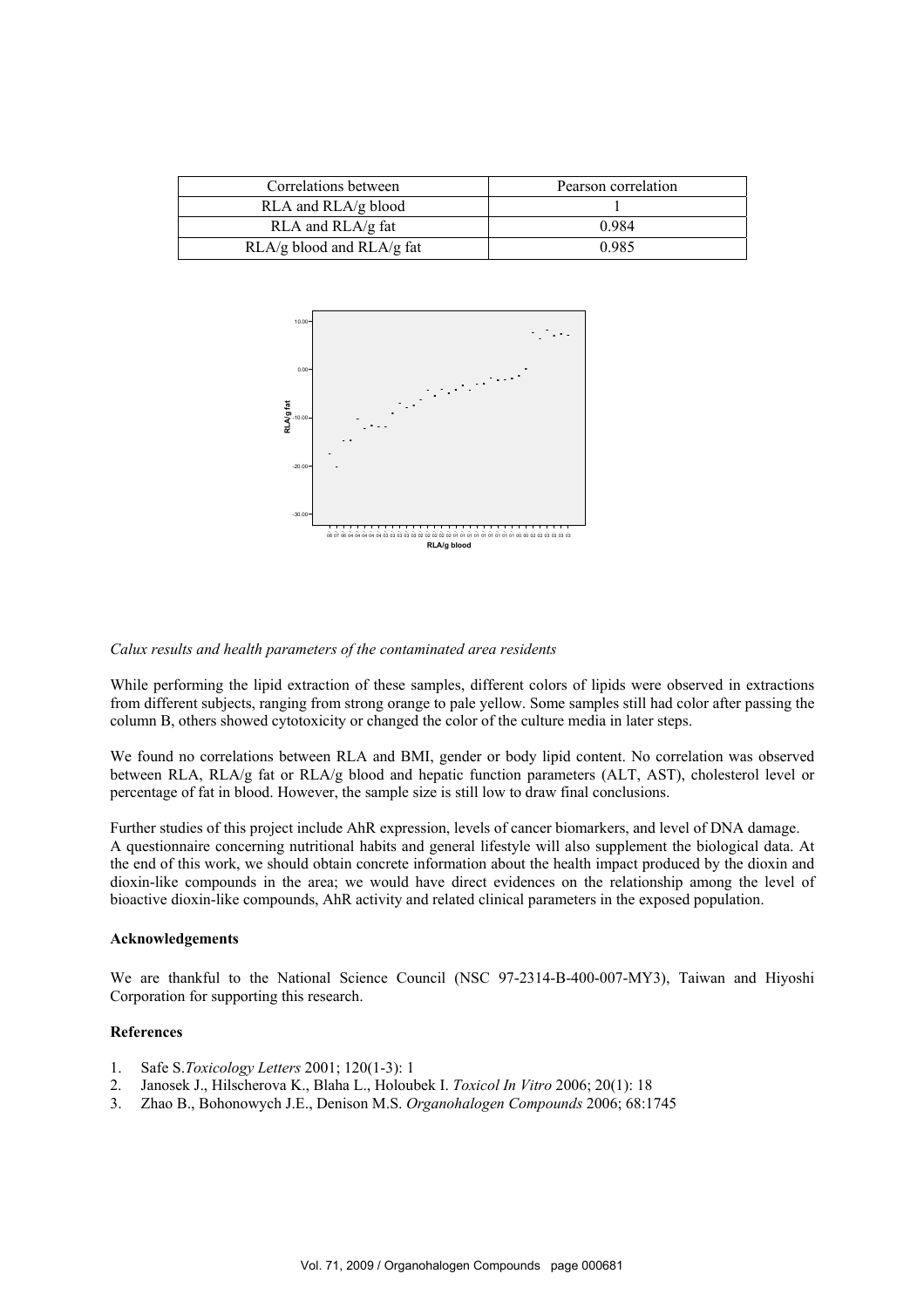| Correlations between | Pearson correlation |
| --- | --- |
| RLA and RLA/g blood | 1 |
| RLA and RLA/g fat | 0.984 |
| RLA/g blood and RLA/g fat | 0.985 |

*Calux results and health parameters of the contaminated area residents*

While performing the lipid extraction of these samples, different colors of lipids were observed in extractions from different subjects, ranging from strong orange to pale yellow. Some samples still had color after passing the column B, others showed cytotoxicity or changed the color of the culture media in later steps.

We found no correlations between RLA and BMI, gender or body lipid content. No correlation was observed between RLA, RLA/g fat or RLA/g blood and hepatic function parameters (ALT, AST), cholesterol level or percentage of fat in blood. However, the sample size is still low to draw final conclusions.

Further studies of this project include AhR expression, levels of cancer biomarkers, and level of DNA damage. A questionnaire concerning nutritional habits and general lifestyle will also supplement the biological data. At the end of this work, we should obtain concrete information about the health impact produced by the dioxin and dioxin-like compounds in the area; we would have direct evidences on the relationship among the level of bioactive dioxin-like compounds, AhR activity and related clinical parameters in the exposed population.

**Acknowledgements**

We are thankful to the National Science Council (NSC 97-2314-B-400-007-MY3), Taiwan and Hiyoshi Corporation for supporting this research.

**References**

1. Safe S. *Toxicology Letters* 2001; 120(1-3): 1
2. Janosek J., Hilscherova K., Blaha L., Holoubek I. *Toxicol In Vitro* 2006; 20(1): 18
3. Zhao B., Bohonowych J.E., Denison M.S. *Organohalogen Compounds* 2006; 68:1745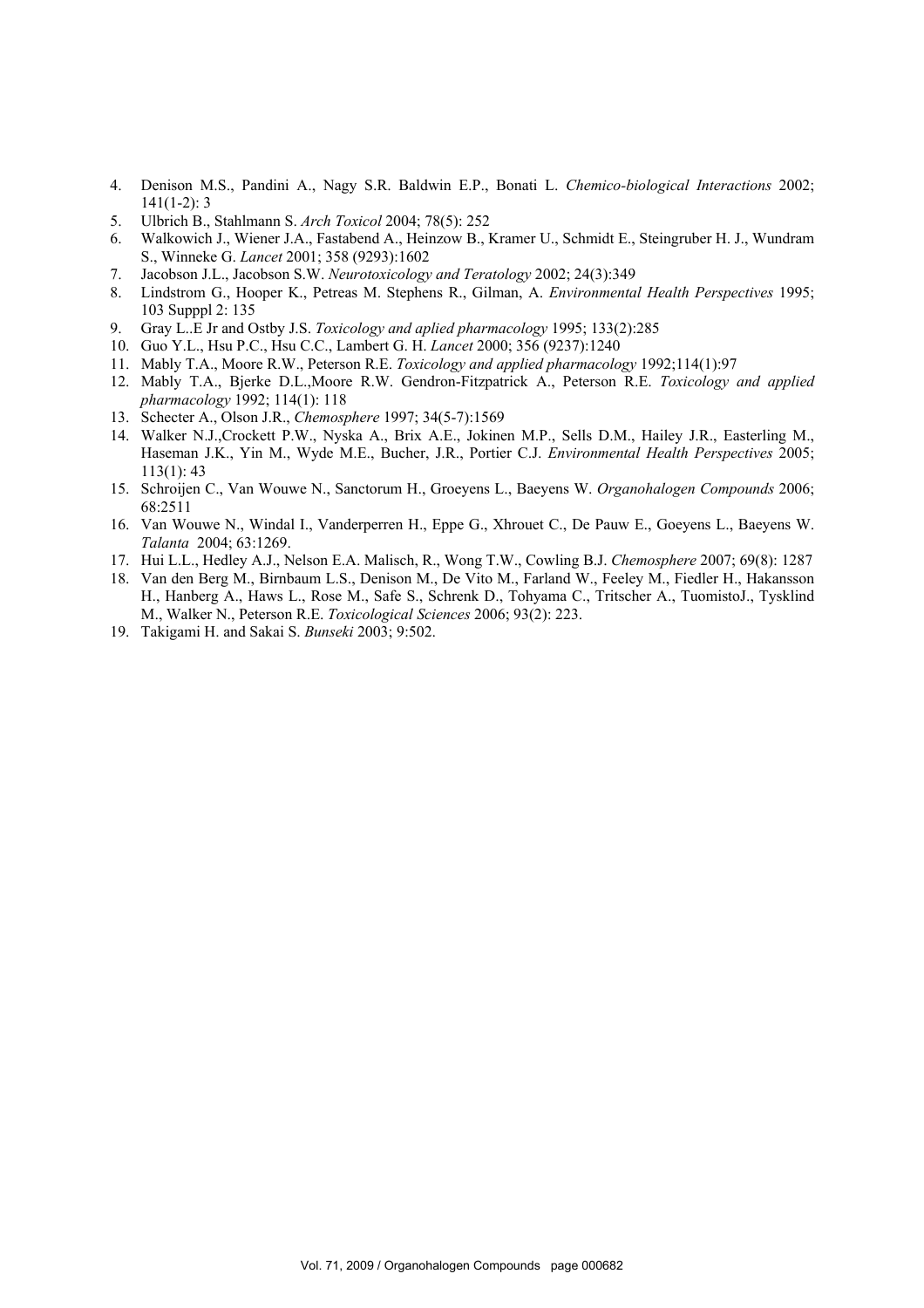4. Denison M.S., Pandini A., Nagy S.R. Baldwin E.P., Bonati L. *Chemico-biological Interactions* 2002; 141(1-2): 3
5. Ulbrich B., Stahlmann S. *Arch Toxicol* 2004; 78(5): 252
6. Walkowich J., Wiener J.A., Fastabend A., Heinzow B., Kramer U., Schmidt E., Steingruber H. J., Wundram S., Winneke G. *Lancet* 2001; 358 (9293):1602
7. Jacobson J.L., Jacobson S.W. *Neurotoxicology and Teratology* 2002; 24(3):349
8. Lindstrom G., Hooper K., Petreas M. Stephens R., Gilman, A. *Environmental Health Perspectives* 1995; 103 Supppl 2: 135
9. Gray L..E Jr and Ostby J.S. *Toxicology and aplied pharmacology* 1995; 133(2):285
10. Guo Y.L., Hsu P.C., Hsu C.C., Lambert G. H. *Lancet* 2000; 356 (9237):1240
11. Mably T.A., Moore R.W., Peterson R.E. *Toxicology and applied pharmacology* 1992;114(1):97
12. Mably T.A., Bjerke D.L.,Moore R.W. Gendron-Fitzpatrick A., Peterson R.E. *Toxicology and applied pharmacology* 1992; 114(1): 118
13. Schecter A., Olson J.R., *Chemosphere* 1997; 34(5-7):1569
14. Walker N.J.,Crockett P.W., Nyska A., Brix A.E., Jokinen M.P., Sells D.M., Hailey J.R., Easterling M., Haseman J.K., Yin M., Wyde M.E., Bucher, J.R., Portier C.J. *Environmental Health Perspectives* 2005; 113(1): 43
15. Schroijen C., Van Wouwe N., Sanctorum H., Groeyens L., Baeyens W. *Organohalogen Compounds* 2006; 68:2511
16. Van Wouwe N., Windal I., Vanderperren H., Eppe G., Xhrouet C., De Pauw E., Goeyens L., Baeyens W. *Talanta* 2004; 63:1269.
17. Hui L.L., Hedley A.J., Nelson E.A. Malisch, R., Wong T.W., Cowling B.J. *Chemosphere* 2007; 69(8): 1287
18. Van den Berg M., Birnbaum L.S., Denison M., De Vito M., Farland W., Feeley M., Fiedler H., Hakansson H., Hanberg A., Haws L., Rose M., Safe S., Schrenk D., Tohyama C., Tritscher A., TuomistoJ., Tysklind M., Walker N., Peterson R.E. *Toxicological Sciences* 2006; 93(2): 223.
19. Takigami H. and Sakai S. *Bunseki* 2003; 9:502.